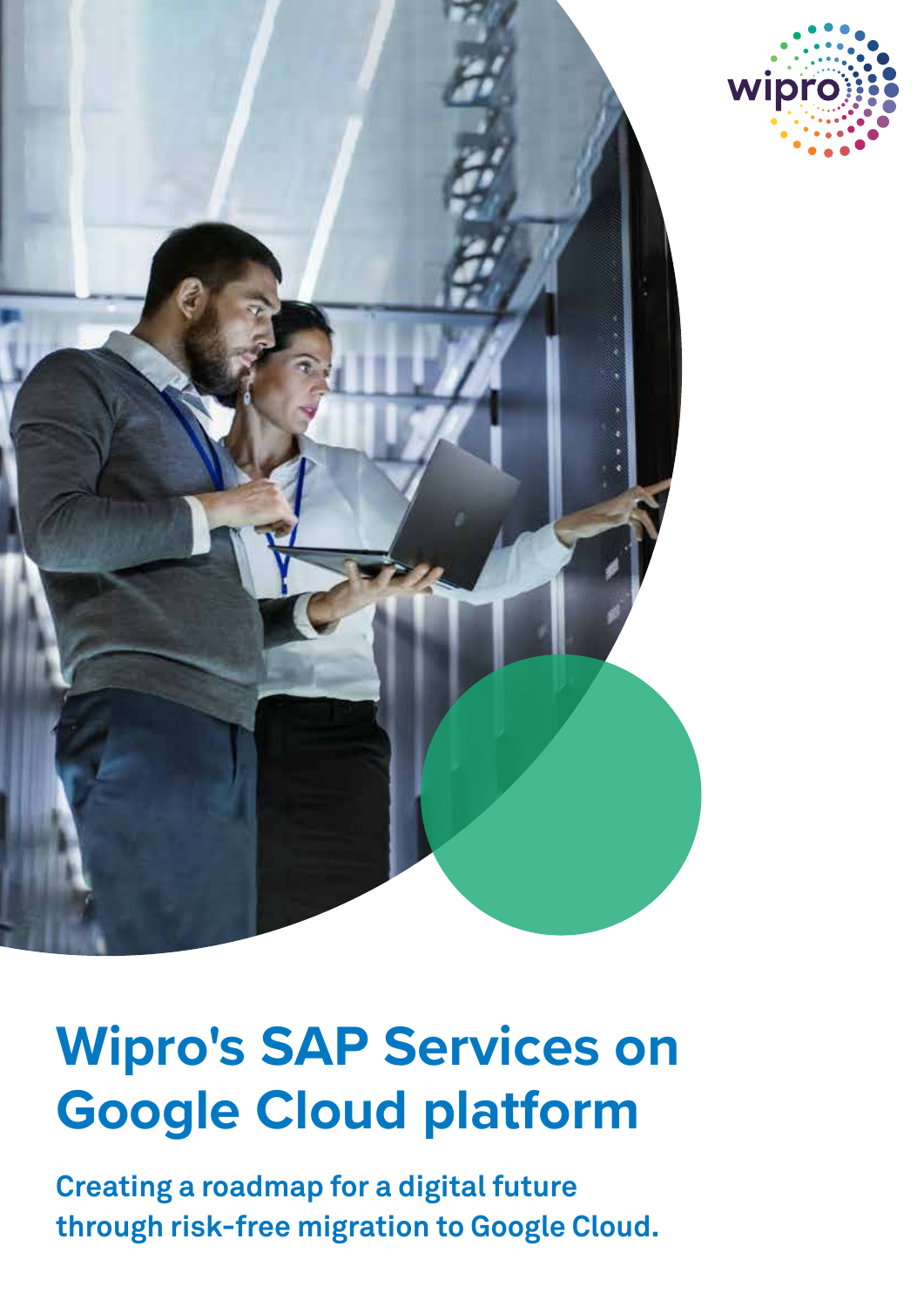# Wipro's SAP Services on Google Cloud platform

**Creating a roadmap for a digital future through risk-free migration to Google Cloud.**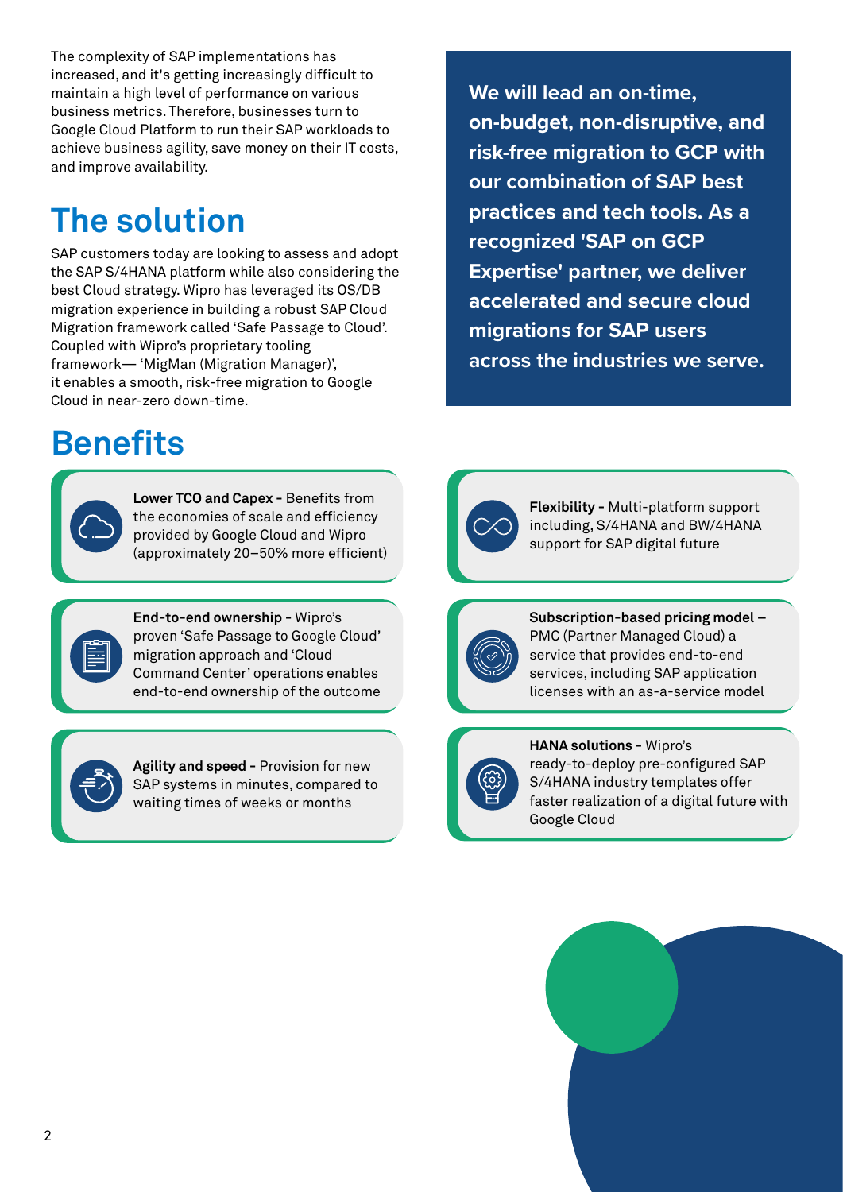The complexity of SAP implementations has increased, and it's getting increasingly difficult to maintain a high level of performance on various business metrics. Therefore, businesses turn to Google Cloud Platform to run their SAP workloads to achieve business agility, save money on their IT costs, and improve availability.

## The solution

SAP customers today are looking to assess and adopt the SAP S/4HANA platform while also considering the best Cloud strategy. Wipro has leveraged its OS/DB migration experience in building a robust SAP Cloud Migration framework called 'Safe Passage to Cloud'. Coupled with Wipro's proprietary tooling framework— 'MigMan (Migration Manager)', it enables a smooth, risk-free migration to Google Cloud in near-zero down-time.

**We will lead an on-time, on-budget, non-disruptive, and risk-free migration to GCP with our combination of SAP best practices and tech tools. As a recognized 'SAP on GCP Expertise' partner, we deliver accelerated and secure cloud migrations for SAP users across the industries we serve.**

## Benefits

**Lower TCO and Capex -** Benefits from the economies of scale and efficiency provided by Google Cloud and Wipro (approximately 20–50% more efficient)

**End-to-end ownership -** Wipro's proven 'Safe Passage to Google Cloud' migration approach and 'Cloud Command Center' operations enables end-to-end ownership of the outcome

**Agility and speed -** Provision for new SAP systems in minutes, compared to waiting times of weeks or months

**Flexibility -** Multi-platform support including, S/4HANA and BW/4HANA support for SAP digital future

**Subscription-based pricing model –** PMC (Partner Managed Cloud) a service that provides end-to-end services, including SAP application licenses with an as-a-service model

**HANA solutions -** Wipro's ready-to-deploy pre-configured SAP S/4HANA industry templates offer faster realization of a digital future with Google Cloud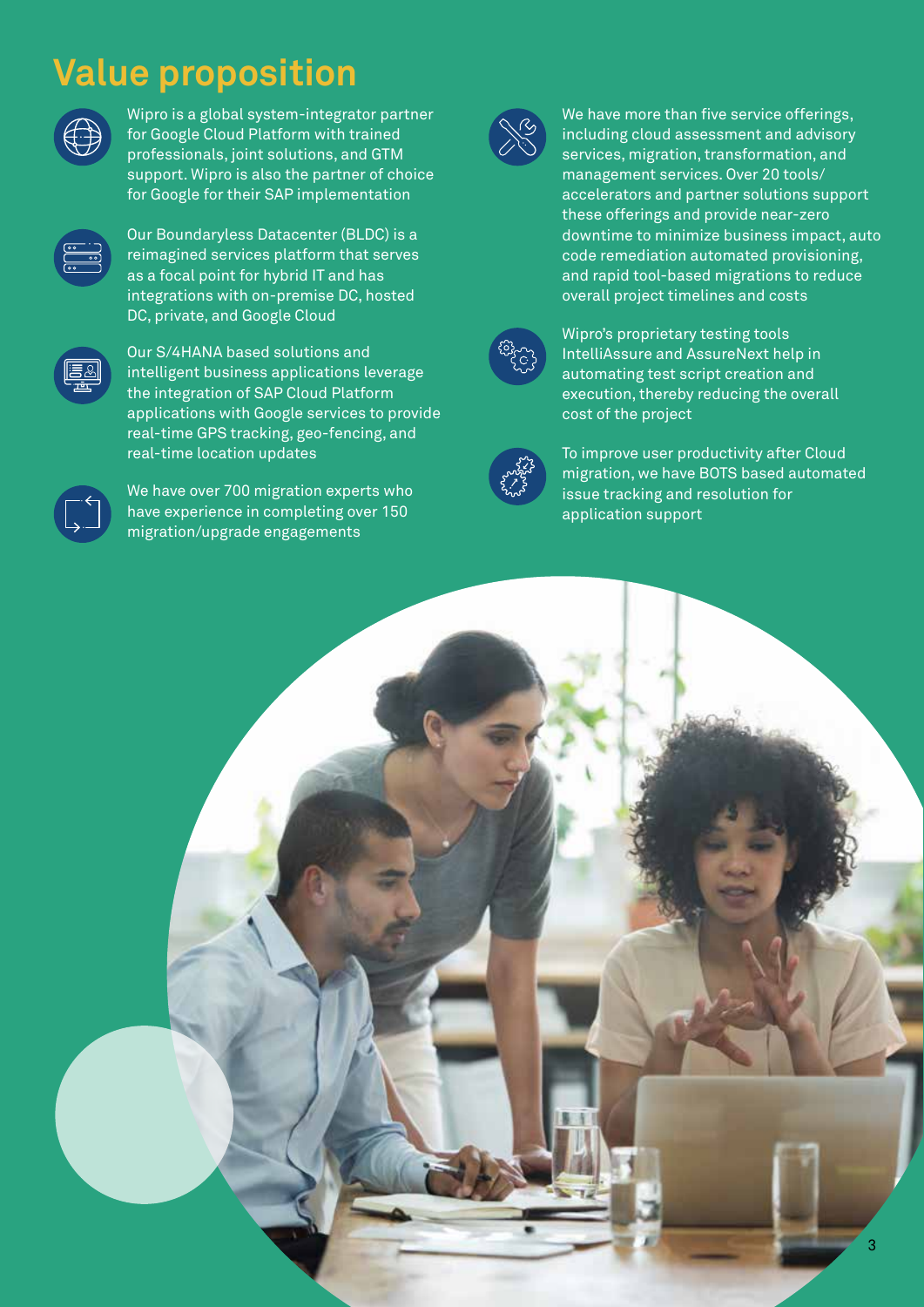# Value proposition

Wipro is a global system-integrator partner for Google Cloud Platform with trained professionals, joint solutions, and GTM support. Wipro is also the partner of choice for Google for their SAP implementation

Our Boundaryless Datacenter (BLDC) is a reimagined services platform that serves as a focal point for hybrid IT and has integrations with on-premise DC, hosted DC, private, and Google Cloud

Our S/4HANA based solutions and intelligent business applications leverage the integration of SAP Cloud Platform applications with Google services to provide real-time GPS tracking, geo-fencing, and real-time location updates

We have over 700 migration experts who have experience in completing over 150 migration/upgrade engagements

We have more than five service offerings, including cloud assessment and advisory services, migration, transformation, and management services. Over 20 tools/ accelerators and partner solutions support these offerings and provide near-zero downtime to minimize business impact, auto code remediation automated provisioning, and rapid tool-based migrations to reduce overall project timelines and costs

Wipro's proprietary testing tools IntelliAssure and AssureNext help in automating test script creation and execution, thereby reducing the overall cost of the project

To improve user productivity after Cloud migration, we have BOTS based automated issue tracking and resolution for application support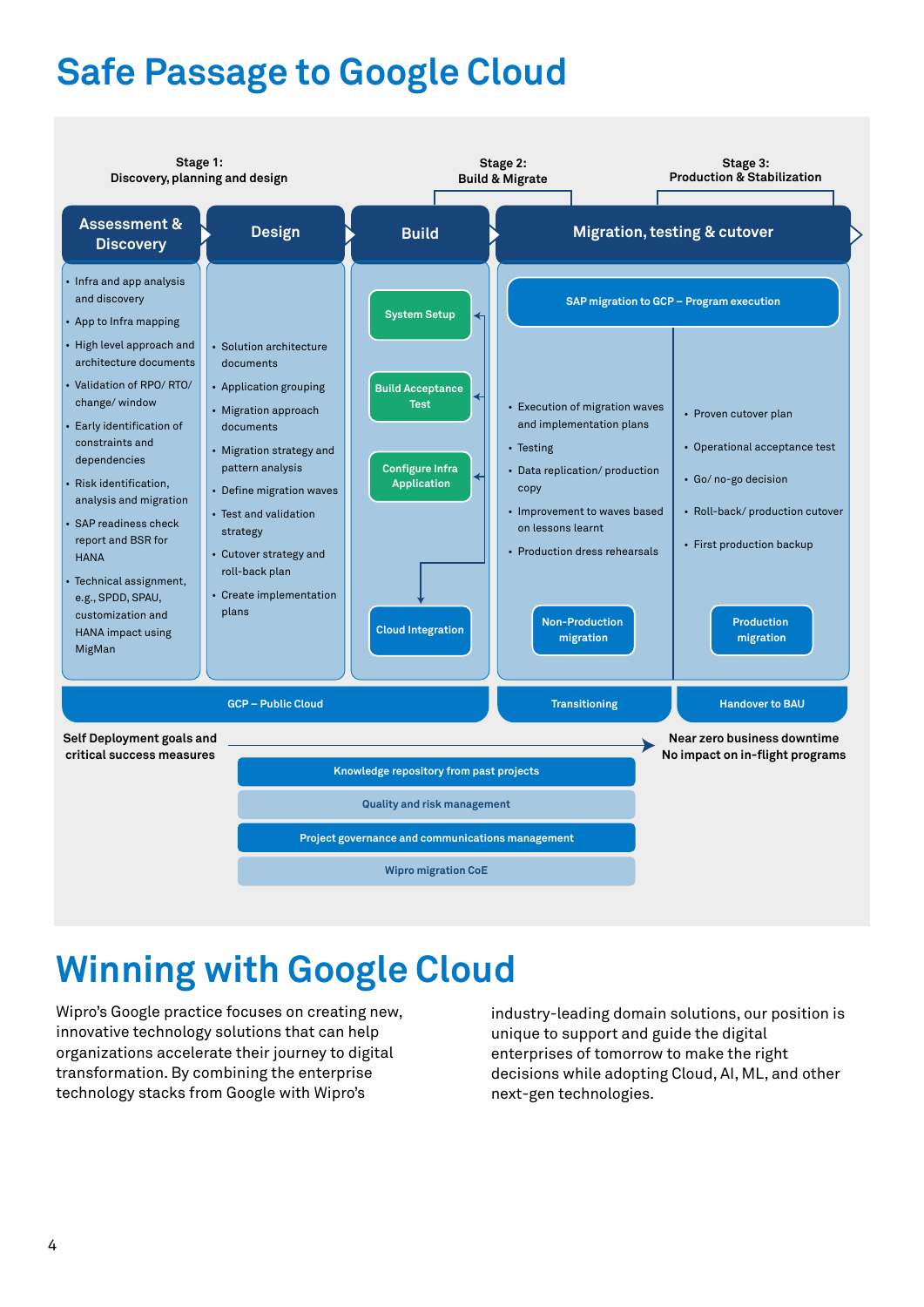# Safe Passage to Google Cloud

**Stage 1:** Discovery, planning and design

**Stage 2:** Build & Migrate

**Stage 3:** Production & Stabilization

## Assessment & Discovery

- Infra and app analysis and discovery
- App to Infra mapping
- High level approach and architecture documents
- Validation of RPO/ RTO/ change/ window
- Early identification of constraints and dependencies
- Risk identification, analysis and migration
- SAP readiness check report and BSR for HANA
- Technical assignment, e.g., SPDD, SPAU, customization and HANA impact using MigMan

## Design

- Solution architecture documents
- Application grouping
- Migration approach documents
- Migration strategy and pattern analysis
- Define migration waves
- Test and validation strategy
- Cutover strategy and roll-back plan
- Create implementation plans

## Build

- System Setup
- Build Acceptance Test
- Configure Infra Application
- Cloud Integration

## Migration, testing & cutover

SAP migration to GCP – Program execution

- Execution of migration waves and implementation plans
- Testing
- Data replication/ production copy
- Improvement to waves based on lessons learnt
- Production dress rehearsals

Non-Production migration

- Proven cutover plan
- Operational acceptance test
- Go/ no-go decision
- Roll-back/ production cutover
- First production backup

Production migration

GCP – Public Cloud | Transitioning | Handover to BAU

Self Deployment goals and critical success measures → Near zero business downtime; No impact on in-flight programs

- Knowledge repository from past projects
- Quality and risk management
- Project governance and communications management
- Wipro migration CoE

# Winning with Google Cloud

Wipro's Google practice focuses on creating new, innovative technology solutions that can help organizations accelerate their journey to digital transformation. By combining the enterprise technology stacks from Google with Wipro's industry-leading domain solutions, our position is unique to support and guide the digital enterprises of tomorrow to make the right decisions while adopting Cloud, AI, ML, and other next-gen technologies.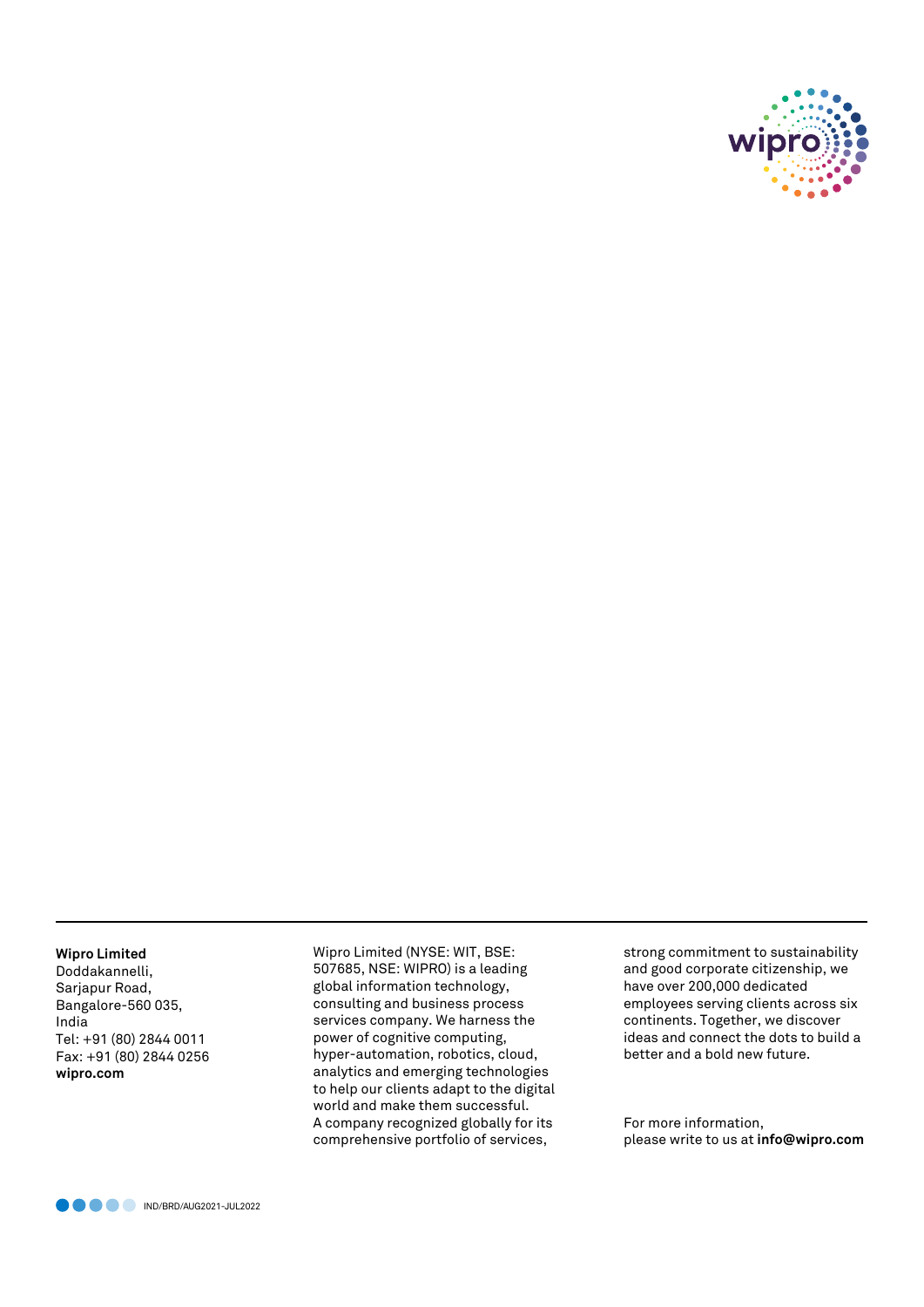**Wipro Limited**
Doddakannelli,
Sarjapur Road,
Bangalore-560 035,
India
Tel: +91 (80) 2844 0011
Fax: +91 (80) 2844 0256
**wipro.com**

Wipro Limited (NYSE: WIT, BSE: 507685, NSE: WIPRO) is a leading global information technology, consulting and business process services company. We harness the power of cognitive computing, hyper-automation, robotics, cloud, analytics and emerging technologies to help our clients adapt to the digital world and make them successful. A company recognized globally for its comprehensive portfolio of services, strong commitment to sustainability and good corporate citizenship, we have over 200,000 dedicated employees serving clients across six continents. Together, we discover ideas and connect the dots to build a better and a bold new future.

For more information, please write to us at **info@wipro.com**

IND/BRD/AUG2021-JUL2022